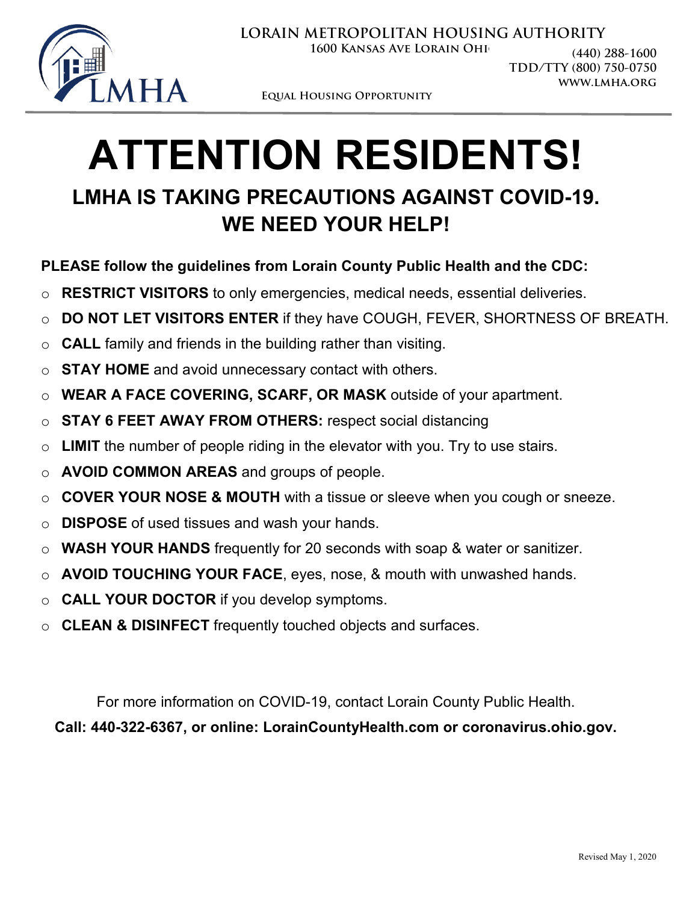**LORAIN METROPOLITAN HOUSING AUTHORITY**

1600 Kansas Ave Lorain Ohio

(440) 288-1600
TDD/TTY (800) 750-0750
www.lmha.org

Equal Housing Opportunity

# ATTENTION RESIDENTS!

## LMHA IS TAKING PRECAUTIONS AGAINST COVID-19. WE NEED YOUR HELP!

**PLEASE follow the guidelines from Lorain County Public Health and the CDC:**

- **RESTRICT VISITORS** to only emergencies, medical needs, essential deliveries.
- **DO NOT LET VISITORS ENTER** if they have COUGH, FEVER, SHORTNESS OF BREATH.
- **CALL** family and friends in the building rather than visiting.
- **STAY HOME** and avoid unnecessary contact with others.
- **WEAR A FACE COVERING, SCARF, OR MASK** outside of your apartment.
- **STAY 6 FEET AWAY FROM OTHERS:** respect social distancing
- **LIMIT** the number of people riding in the elevator with you. Try to use stairs.
- **AVOID COMMON AREAS** and groups of people.
- **COVER YOUR NOSE & MOUTH** with a tissue or sleeve when you cough or sneeze.
- **DISPOSE** of used tissues and wash your hands.
- **WASH YOUR HANDS** frequently for 20 seconds with soap & water or sanitizer.
- **AVOID TOUCHING YOUR FACE**, eyes, nose, & mouth with unwashed hands.
- **CALL YOUR DOCTOR** if you develop symptoms.
- **CLEAN & DISINFECT** frequently touched objects and surfaces.

For more information on COVID-19, contact Lorain County Public Health.

**Call: 440-322-6367, or online: LorainCountyHealth.com or coronavirus.ohio.gov.**

Revised May 1, 2020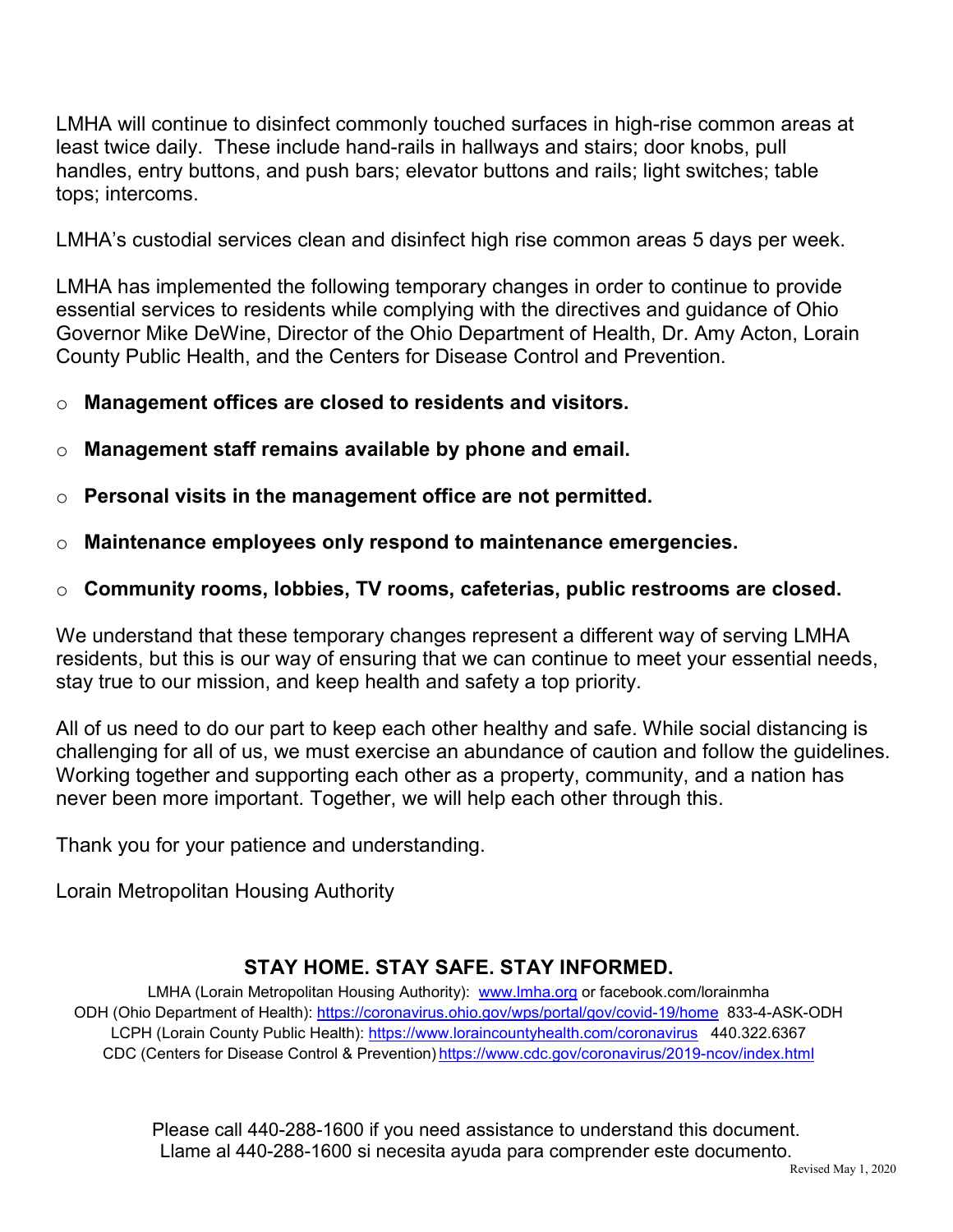LMHA will continue to disinfect commonly touched surfaces in high-rise common areas at least twice daily. These include hand-rails in hallways and stairs; door knobs, pull handles, entry buttons, and push bars; elevator buttons and rails; light switches; table tops; intercoms.

LMHA's custodial services clean and disinfect high rise common areas 5 days per week.

LMHA has implemented the following temporary changes in order to continue to provide essential services to residents while complying with the directives and guidance of Ohio Governor Mike DeWine, Director of the Ohio Department of Health, Dr. Amy Acton, Lorain County Public Health, and the Centers for Disease Control and Prevention.

- **Management offices are closed to residents and visitors.**
- **Management staff remains available by phone and email.**
- **Personal visits in the management office are not permitted.**
- **Maintenance employees only respond to maintenance emergencies.**
- **Community rooms, lobbies, TV rooms, cafeterias, public restrooms are closed.**

We understand that these temporary changes represent a different way of serving LMHA residents, but this is our way of ensuring that we can continue to meet your essential needs, stay true to our mission, and keep health and safety a top priority.

All of us need to do our part to keep each other healthy and safe. While social distancing is challenging for all of us, we must exercise an abundance of caution and follow the guidelines. Working together and supporting each other as a property, community, and a nation has never been more important. Together, we will help each other through this.

Thank you for your patience and understanding.

Lorain Metropolitan Housing Authority

## STAY HOME. STAY SAFE. STAY INFORMED.

LMHA (Lorain Metropolitan Housing Authority): www.lmha.org or facebook.com/lorainmha
ODH (Ohio Department of Health): https://coronavirus.ohio.gov/wps/portal/gov/covid-19/home 833-4-ASK-ODH
LCPH (Lorain County Public Health): https://www.loraincountyhealth.com/coronavirus 440.322.6367
CDC (Centers for Disease Control & Prevention) https://www.cdc.gov/coronavirus/2019-ncov/index.html

Please call 440-288-1600 if you need assistance to understand this document.
Llame al 440-288-1600 si necesita ayuda para comprender este documento.

Revised May 1, 2020